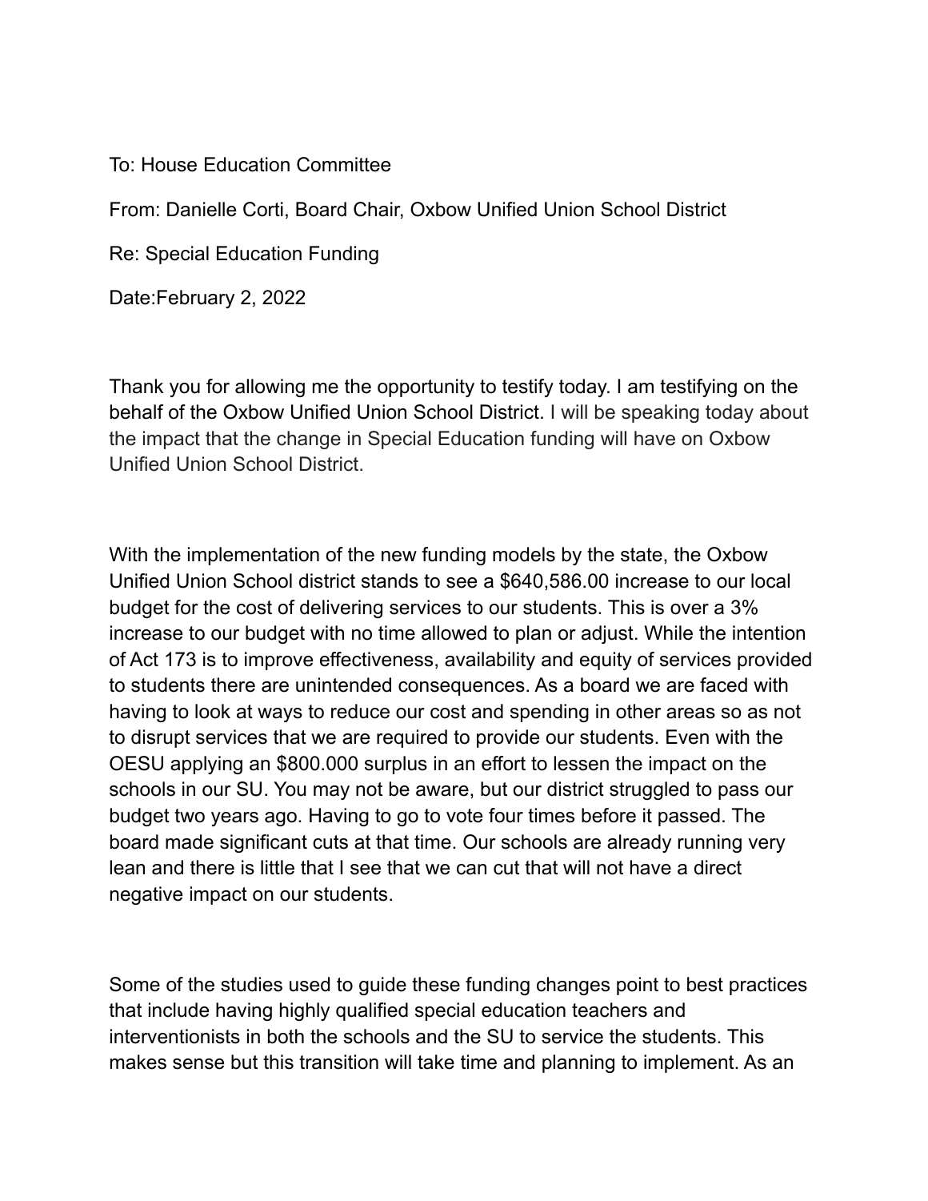To: House Education Committee

From: Danielle Corti, Board Chair, Oxbow Unified Union School District

Re: Special Education Funding

Date:February 2, 2022

Thank you for allowing me the opportunity to testify today. I am testifying on the behalf of the Oxbow Unified Union School District. I will be speaking today about the impact that the change in Special Education funding will have on Oxbow Unified Union School District.

With the implementation of the new funding models by the state, the Oxbow Unified Union School district stands to see a $640,586.00 increase to our local budget for the cost of delivering services to our students. This is over a 3% increase to our budget with no time allowed to plan or adjust. While the intention of Act 173 is to improve effectiveness, availability and equity of services provided to students there are unintended consequences. As a board we are faced with having to look at ways to reduce our cost and spending in other areas so as not to disrupt services that we are required to provide our students. Even with the OESU applying an $800.000 surplus in an effort to lessen the impact on the schools in our SU. You may not be aware, but our district struggled to pass our budget two years ago. Having to go to vote four times before it passed. The board made significant cuts at that time. Our schools are already running very lean and there is little that I see that we can cut that will not have a direct negative impact on our students.

Some of the studies used to guide these funding changes point to best practices that include having highly qualified special education teachers and interventionists in both the schools and the SU to service the students. This makes sense but this transition will take time and planning to implement. As an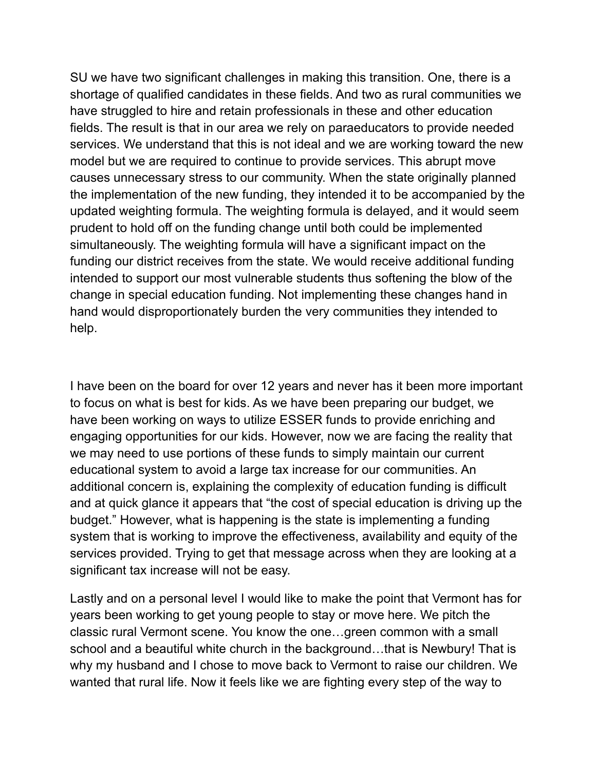SU we have two significant challenges in making this transition. One, there is a shortage of qualified candidates in these fields. And two as rural communities we have struggled to hire and retain professionals in these and other education fields. The result is that in our area we rely on paraeducators to provide needed services. We understand that this is not ideal and we are working toward the new model but we are required to continue to provide services. This abrupt move causes unnecessary stress to our community. When the state originally planned the implementation of the new funding, they intended it to be accompanied by the updated weighting formula. The weighting formula is delayed, and it would seem prudent to hold off on the funding change until both could be implemented simultaneously. The weighting formula will have a significant impact on the funding our district receives from the state. We would receive additional funding intended to support our most vulnerable students thus softening the blow of the change in special education funding. Not implementing these changes hand in hand would disproportionately burden the very communities they intended to help.

I have been on the board for over 12 years and never has it been more important to focus on what is best for kids. As we have been preparing our budget, we have been working on ways to utilize ESSER funds to provide enriching and engaging opportunities for our kids. However, now we are facing the reality that we may need to use portions of these funds to simply maintain our current educational system to avoid a large tax increase for our communities. An additional concern is, explaining the complexity of education funding is difficult and at quick glance it appears that "the cost of special education is driving up the budget." However, what is happening is the state is implementing a funding system that is working to improve the effectiveness, availability and equity of the services provided. Trying to get that message across when they are looking at a significant tax increase will not be easy.

Lastly and on a personal level I would like to make the point that Vermont has for years been working to get young people to stay or move here. We pitch the classic rural Vermont scene. You know the one…green common with a small school and a beautiful white church in the background…that is Newbury! That is why my husband and I chose to move back to Vermont to raise our children. We wanted that rural life. Now it feels like we are fighting every step of the way to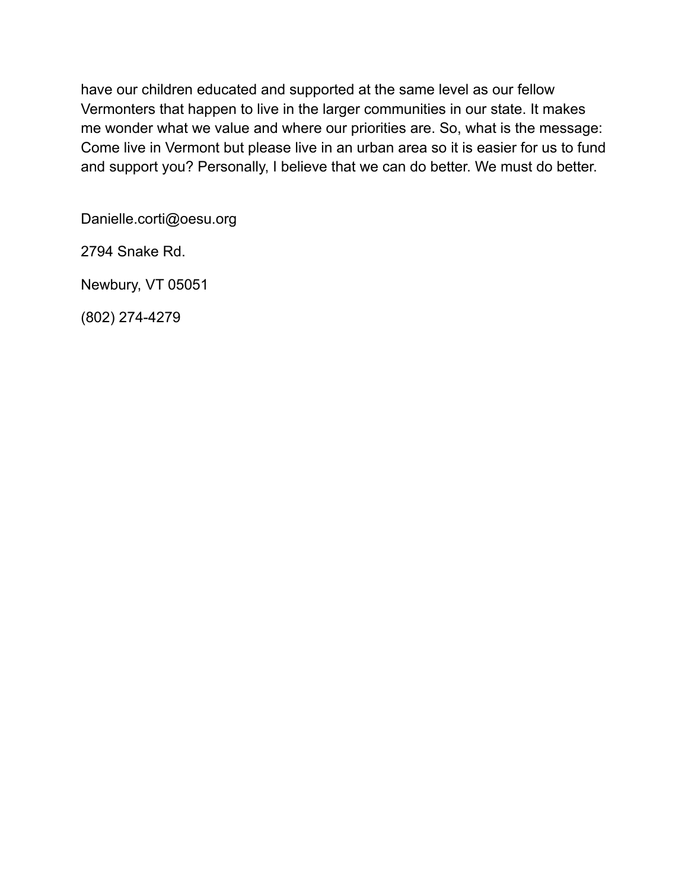have our children educated and supported at the same level as our fellow Vermonters that happen to live in the larger communities in our state. It makes me wonder what we value and where our priorities are. So, what is the message: Come live in Vermont but please live in an urban area so it is easier for us to fund and support you? Personally, I believe that we can do better. We must do better.

Danielle.corti@oesu.org

2794 Snake Rd.

Newbury, VT 05051

(802) 274-4279